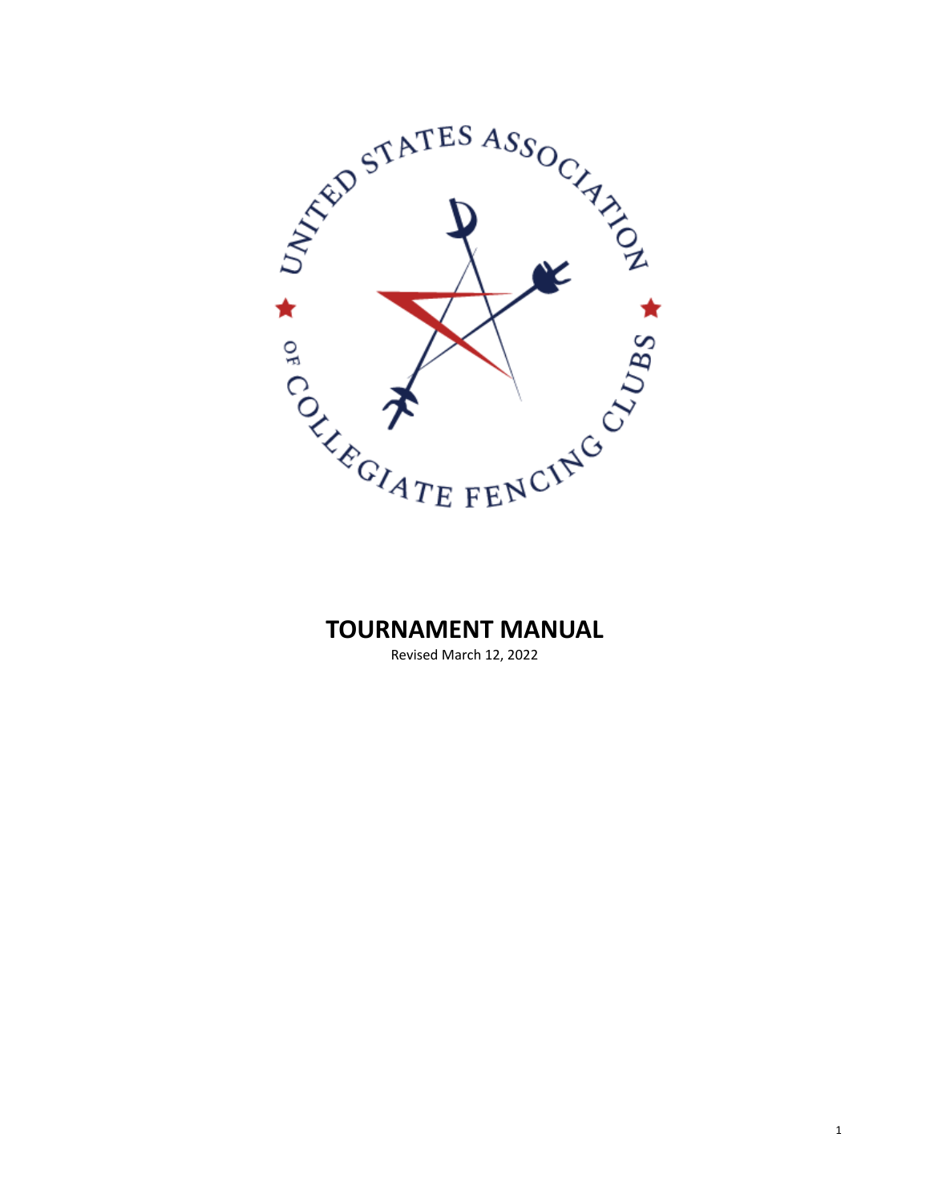UNITED STATES ASSOCIATION OF COLLEGIATE FENCING CLUBS

# TOURNAMENT MANUAL

Revised March 12, 2022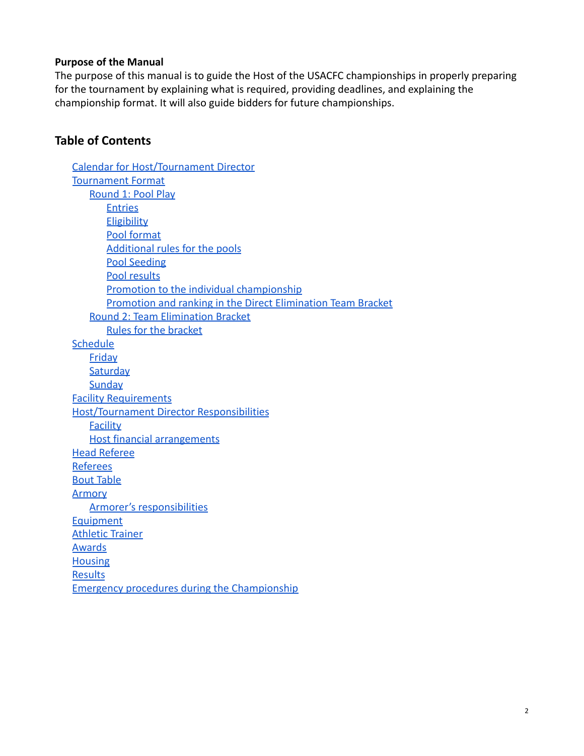**Purpose of the Manual**

The purpose of this manual is to guide the Host of the USACFC championships in properly preparing for the tournament by explaining what is required, providing deadlines, and explaining the championship format. It will also guide bidders for future championships.

## Table of Contents

- Calendar for Host/Tournament Director
- Tournament Format
  - Round 1: Pool Play
    - Entries
    - Eligibility
    - Pool format
    - Additional rules for the pools
    - Pool Seeding
    - Pool results
    - Promotion to the individual championship
    - Promotion and ranking in the Direct Elimination Team Bracket
  - Round 2: Team Elimination Bracket
    - Rules for the bracket
- Schedule
  - Friday
  - Saturday
  - Sunday
- Facility Requirements
- Host/Tournament Director Responsibilities
  - Facility
  - Host financial arrangements
- Head Referee
- Referees
- Bout Table
- Armory
  - Armorer's responsibilities
- Equipment
- Athletic Trainer
- Awards
- Housing
- Results
- Emergency procedures during the Championship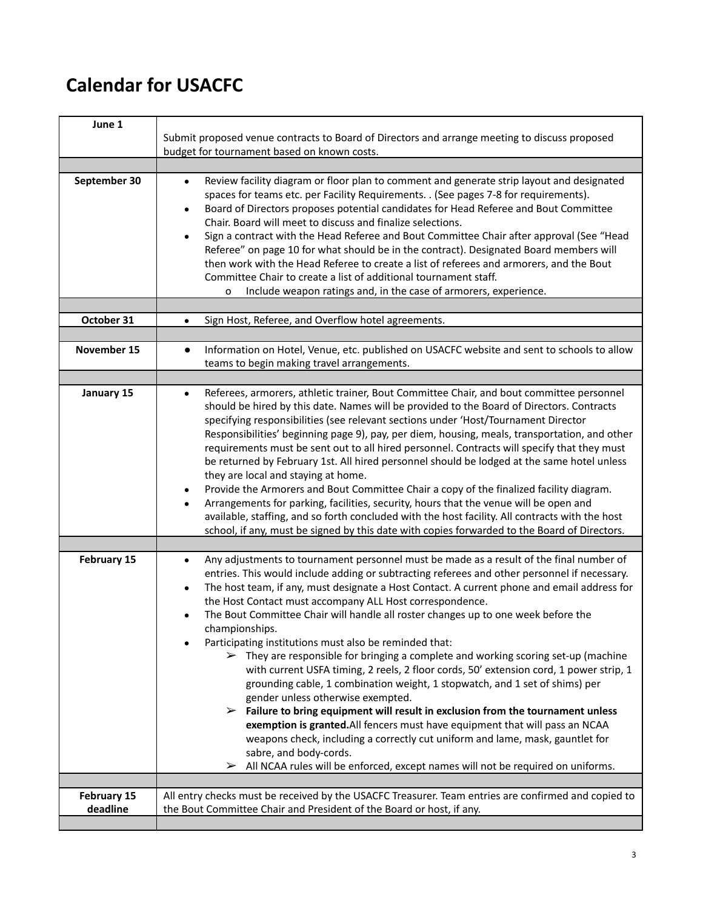# Calendar for USACFC

| Date | Tasks |
|---|---|
| **June 1** | Submit proposed venue contracts to Board of Directors and arrange meeting to discuss proposed budget for tournament based on known costs. |
| | |
| **September 30** | • Review facility diagram or floor plan to comment and generate strip layout and designated spaces for teams etc. per Facility Requirements. . (See pages 7-8 for requirements).<br>• Board of Directors proposes potential candidates for Head Referee and Bout Committee Chair. Board will meet to discuss and finalize selections.<br>• Sign a contract with the Head Referee and Bout Committee Chair after approval (See "Head Referee" on page 10 for what should be in the contract). Designated Board members will then work with the Head Referee to create a list of referees and armorers, and the Bout Committee Chair to create a list of additional tournament staff.<br>&nbsp;&nbsp;&nbsp;&nbsp;o Include weapon ratings and, in the case of armorers, experience. |
| | |
| **October 31** | • Sign Host, Referee, and Overflow hotel agreements. |
| | |
| **November 15** | • Information on Hotel, Venue, etc. published on USACFC website and sent to schools to allow teams to begin making travel arrangements. |
| | |
| **January 15** | • Referees, armorers, athletic trainer, Bout Committee Chair, and bout committee personnel should be hired by this date. Names will be provided to the Board of Directors. Contracts specifying responsibilities (see relevant sections under 'Host/Tournament Director Responsibilities' beginning page 9), pay, per diem, housing, meals, transportation, and other requirements must be sent out to all hired personnel. Contracts will specify that they must be returned by February 1st. All hired personnel should be lodged at the same hotel unless they are local and staying at home.<br>• Provide the Armorers and Bout Committee Chair a copy of the finalized facility diagram.<br>• Arrangements for parking, facilities, security, hours that the venue will be open and available, staffing, and so forth concluded with the host facility. All contracts with the host school, if any, must be signed by this date with copies forwarded to the Board of Directors. |
| | |
| **February 15** | • Any adjustments to tournament personnel must be made as a result of the final number of entries. This would include adding or subtracting referees and other personnel if necessary.<br>• The host team, if any, must designate a Host Contact. A current phone and email address for the Host Contact must accompany ALL Host correspondence.<br>• The Bout Committee Chair will handle all roster changes up to one week before the championships.<br>• Participating institutions must also be reminded that:<br>&nbsp;&nbsp;&nbsp;&nbsp;➢ They are responsible for bringing a complete and working scoring set-up (machine with current USFA timing, 2 reels, 2 floor cords, 50' extension cord, 1 power strip, 1 grounding cable, 1 combination weight, 1 stopwatch, and 1 set of shims) per gender unless otherwise exempted.<br>&nbsp;&nbsp;&nbsp;&nbsp;➢ **Failure to bring equipment will result in exclusion from the tournament unless exemption is granted.** All fencers must have equipment that will pass an NCAA weapons check, including a correctly cut uniform and lame, mask, gauntlet for sabre, and body-cords.<br>&nbsp;&nbsp;&nbsp;&nbsp;➢ All NCAA rules will be enforced, except names will not be required on uniforms. |
| | |
| **February 15 deadline** | All entry checks must be received by the USACFC Treasurer. Team entries are confirmed and copied to the Bout Committee Chair and President of the Board or host, if any. |
| | |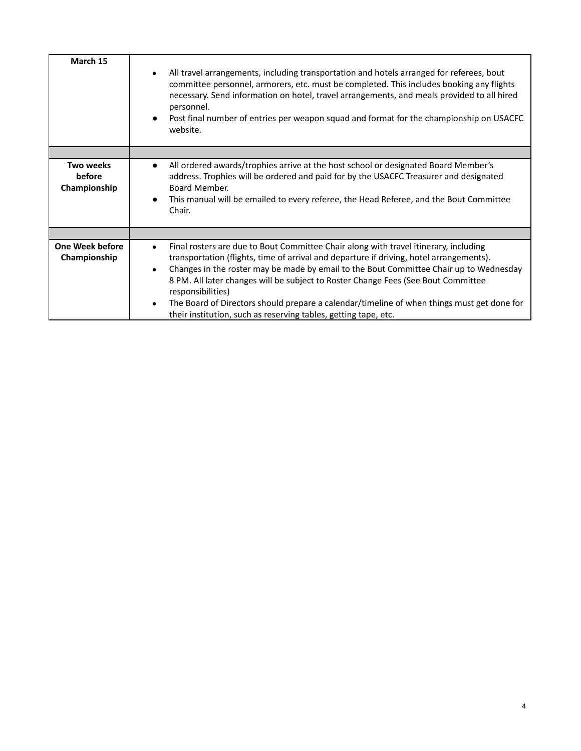| | |
|---|---|
| **March 15** | • All travel arrangements, including transportation and hotels arranged for referees, bout committee personnel, armorers, etc. must be completed. This includes booking any flights necessary. Send information on hotel, travel arrangements, and meals provided to all hired personnel.<br>• Post final number of entries per weapon squad and format for the championship on USACFC website. |
| | |
| **Two weeks before Championship** | • All ordered awards/trophies arrive at the host school or designated Board Member's address. Trophies will be ordered and paid for by the USACFC Treasurer and designated Board Member.<br>• This manual will be emailed to every referee, the Head Referee, and the Bout Committee Chair. |
| | |
| **One Week before Championship** | • Final rosters are due to Bout Committee Chair along with travel itinerary, including transportation (flights, time of arrival and departure if driving, hotel arrangements).<br>• Changes in the roster may be made by email to the Bout Committee Chair up to Wednesday 8 PM. All later changes will be subject to Roster Change Fees (See Bout Committee responsibilities)<br>• The Board of Directors should prepare a calendar/timeline of when things must get done for their institution, such as reserving tables, getting tape, etc. |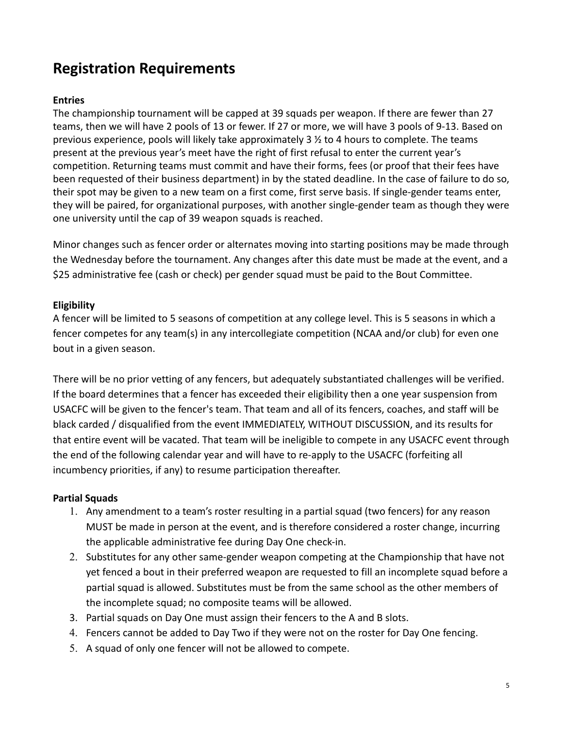# Registration Requirements

**Entries**

The championship tournament will be capped at 39 squads per weapon. If there are fewer than 27 teams, then we will have 2 pools of 13 or fewer. If 27 or more, we will have 3 pools of 9-13. Based on previous experience, pools will likely take approximately 3 ½ to 4 hours to complete. The teams present at the previous year's meet have the right of first refusal to enter the current year's competition. Returning teams must commit and have their forms, fees (or proof that their fees have been requested of their business department) in by the stated deadline. In the case of failure to do so, their spot may be given to a new team on a first come, first serve basis. If single-gender teams enter, they will be paired, for organizational purposes, with another single-gender team as though they were one university until the cap of 39 weapon squads is reached.

Minor changes such as fencer order or alternates moving into starting positions may be made through the Wednesday before the tournament. Any changes after this date must be made at the event, and a $25 administrative fee (cash or check) per gender squad must be paid to the Bout Committee.

**Eligibility**

A fencer will be limited to 5 seasons of competition at any college level. This is 5 seasons in which a fencer competes for any team(s) in any intercollegiate competition (NCAA and/or club) for even one bout in a given season.

There will be no prior vetting of any fencers, but adequately substantiated challenges will be verified. If the board determines that a fencer has exceeded their eligibility then a one year suspension from USACFC will be given to the fencer's team. That team and all of its fencers, coaches, and staff will be black carded / disqualified from the event IMMEDIATELY, WITHOUT DISCUSSION, and its results for that entire event will be vacated. That team will be ineligible to compete in any USACFC event through the end of the following calendar year and will have to re-apply to the USACFC (forfeiting all incumbency priorities, if any) to resume participation thereafter.

**Partial Squads**

1. Any amendment to a team's roster resulting in a partial squad (two fencers) for any reason MUST be made in person at the event, and is therefore considered a roster change, incurring the applicable administrative fee during Day One check-in.
2. Substitutes for any other same-gender weapon competing at the Championship that have not yet fenced a bout in their preferred weapon are requested to fill an incomplete squad before a partial squad is allowed. Substitutes must be from the same school as the other members of the incomplete squad; no composite teams will be allowed.
3. Partial squads on Day One must assign their fencers to the A and B slots.
4. Fencers cannot be added to Day Two if they were not on the roster for Day One fencing.
5. A squad of only one fencer will not be allowed to compete.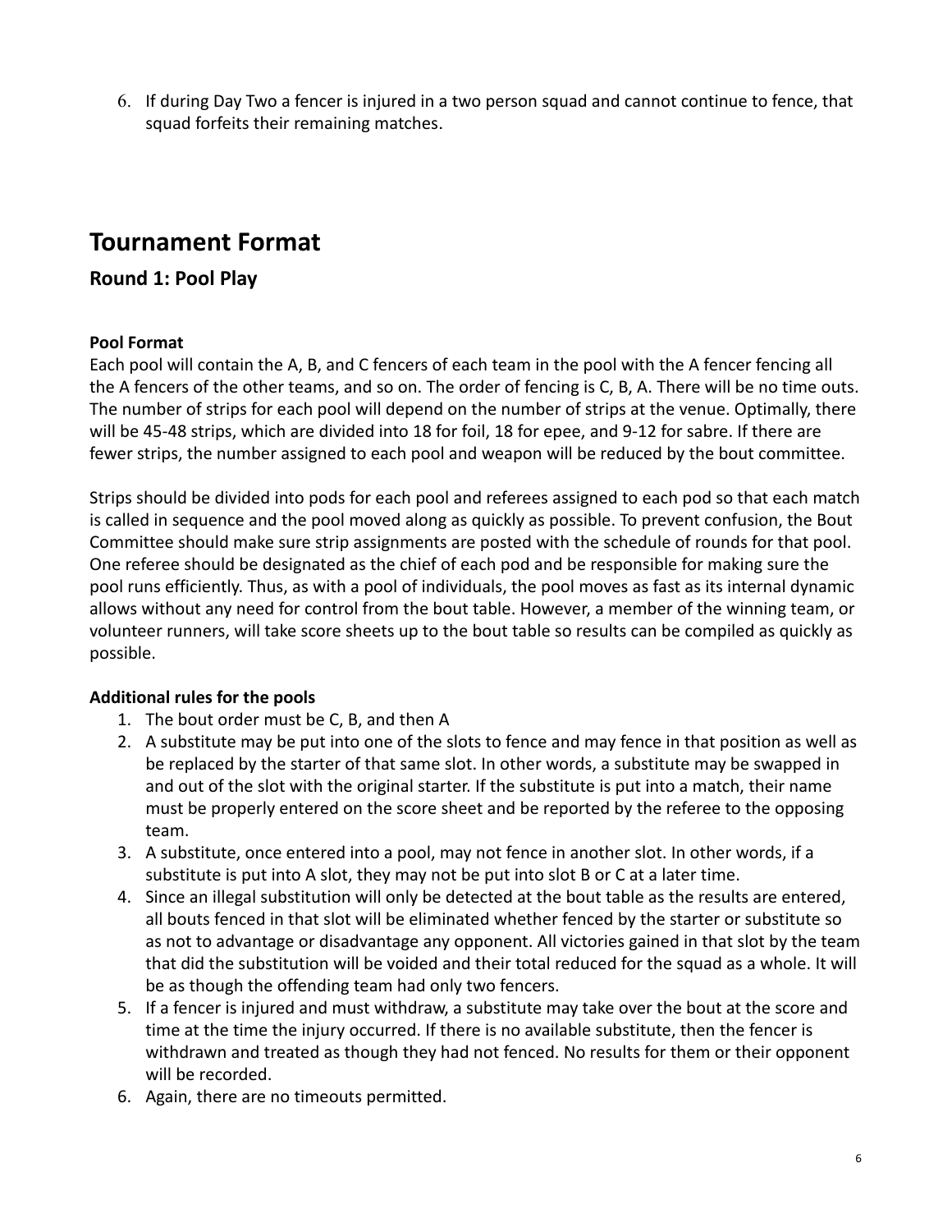6. If during Day Two a fencer is injured in a two person squad and cannot continue to fence, that squad forfeits their remaining matches.

# Tournament Format

## Round 1: Pool Play

**Pool Format**

Each pool will contain the A, B, and C fencers of each team in the pool with the A fencer fencing all the A fencers of the other teams, and so on. The order of fencing is C, B, A. There will be no time outs. The number of strips for each pool will depend on the number of strips at the venue. Optimally, there will be 45-48 strips, which are divided into 18 for foil, 18 for epee, and 9-12 for sabre. If there are fewer strips, the number assigned to each pool and weapon will be reduced by the bout committee.

Strips should be divided into pods for each pool and referees assigned to each pod so that each match is called in sequence and the pool moved along as quickly as possible. To prevent confusion, the Bout Committee should make sure strip assignments are posted with the schedule of rounds for that pool. One referee should be designated as the chief of each pod and be responsible for making sure the pool runs efficiently. Thus, as with a pool of individuals, the pool moves as fast as its internal dynamic allows without any need for control from the bout table. However, a member of the winning team, or volunteer runners, will take score sheets up to the bout table so results can be compiled as quickly as possible.

**Additional rules for the pools**

1. The bout order must be C, B, and then A
2. A substitute may be put into one of the slots to fence and may fence in that position as well as be replaced by the starter of that same slot. In other words, a substitute may be swapped in and out of the slot with the original starter. If the substitute is put into a match, their name must be properly entered on the score sheet and be reported by the referee to the opposing team.
3. A substitute, once entered into a pool, may not fence in another slot. In other words, if a substitute is put into A slot, they may not be put into slot B or C at a later time.
4. Since an illegal substitution will only be detected at the bout table as the results are entered, all bouts fenced in that slot will be eliminated whether fenced by the starter or substitute so as not to advantage or disadvantage any opponent. All victories gained in that slot by the team that did the substitution will be voided and their total reduced for the squad as a whole. It will be as though the offending team had only two fencers.
5. If a fencer is injured and must withdraw, a substitute may take over the bout at the score and time at the time the injury occurred. If there is no available substitute, then the fencer is withdrawn and treated as though they had not fenced. No results for them or their opponent will be recorded.
6. Again, there are no timeouts permitted.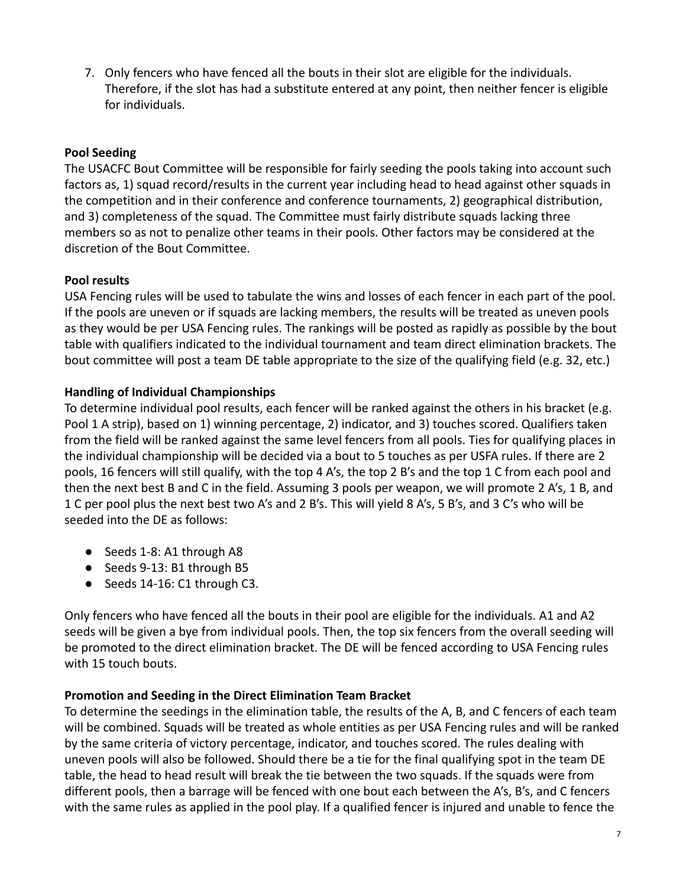7. Only fencers who have fenced all the bouts in their slot are eligible for the individuals. Therefore, if the slot has had a substitute entered at any point, then neither fencer is eligible for individuals.

**Pool Seeding**

The USACFC Bout Committee will be responsible for fairly seeding the pools taking into account such factors as, 1) squad record/results in the current year including head to head against other squads in the competition and in their conference and conference tournaments, 2) geographical distribution, and 3) completeness of the squad. The Committee must fairly distribute squads lacking three members so as not to penalize other teams in their pools. Other factors may be considered at the discretion of the Bout Committee.

**Pool results**

USA Fencing rules will be used to tabulate the wins and losses of each fencer in each part of the pool. If the pools are uneven or if squads are lacking members, the results will be treated as uneven pools as they would be per USA Fencing rules. The rankings will be posted as rapidly as possible by the bout table with qualifiers indicated to the individual tournament and team direct elimination brackets. The bout committee will post a team DE table appropriate to the size of the qualifying field (e.g. 32, etc.)

**Handling of Individual Championships**

To determine individual pool results, each fencer will be ranked against the others in his bracket (e.g. Pool 1 A strip), based on 1) winning percentage, 2) indicator, and 3) touches scored. Qualifiers taken from the field will be ranked against the same level fencers from all pools. Ties for qualifying places in the individual championship will be decided via a bout to 5 touches as per USFA rules. If there are 2 pools, 16 fencers will still qualify, with the top 4 A's, the top 2 B's and the top 1 C from each pool and then the next best B and C in the field. Assuming 3 pools per weapon, we will promote 2 A's, 1 B, and 1 C per pool plus the next best two A's and 2 B's. This will yield 8 A's, 5 B's, and 3 C's who will be seeded into the DE as follows:

- Seeds 1-8: A1 through A8
- Seeds 9-13: B1 through B5
- Seeds 14-16: C1 through C3.

Only fencers who have fenced all the bouts in their pool are eligible for the individuals. A1 and A2 seeds will be given a bye from individual pools. Then, the top six fencers from the overall seeding will be promoted to the direct elimination bracket. The DE will be fenced according to USA Fencing rules with 15 touch bouts.

**Promotion and Seeding in the Direct Elimination Team Bracket**

To determine the seedings in the elimination table, the results of the A, B, and C fencers of each team will be combined. Squads will be treated as whole entities as per USA Fencing rules and will be ranked by the same criteria of victory percentage, indicator, and touches scored. The rules dealing with uneven pools will also be followed. Should there be a tie for the final qualifying spot in the team DE table, the head to head result will break the tie between the two squads. If the squads were from different pools, then a barrage will be fenced with one bout each between the A's, B's, and C fencers with the same rules as applied in the pool play. If a qualified fencer is injured and unable to fence the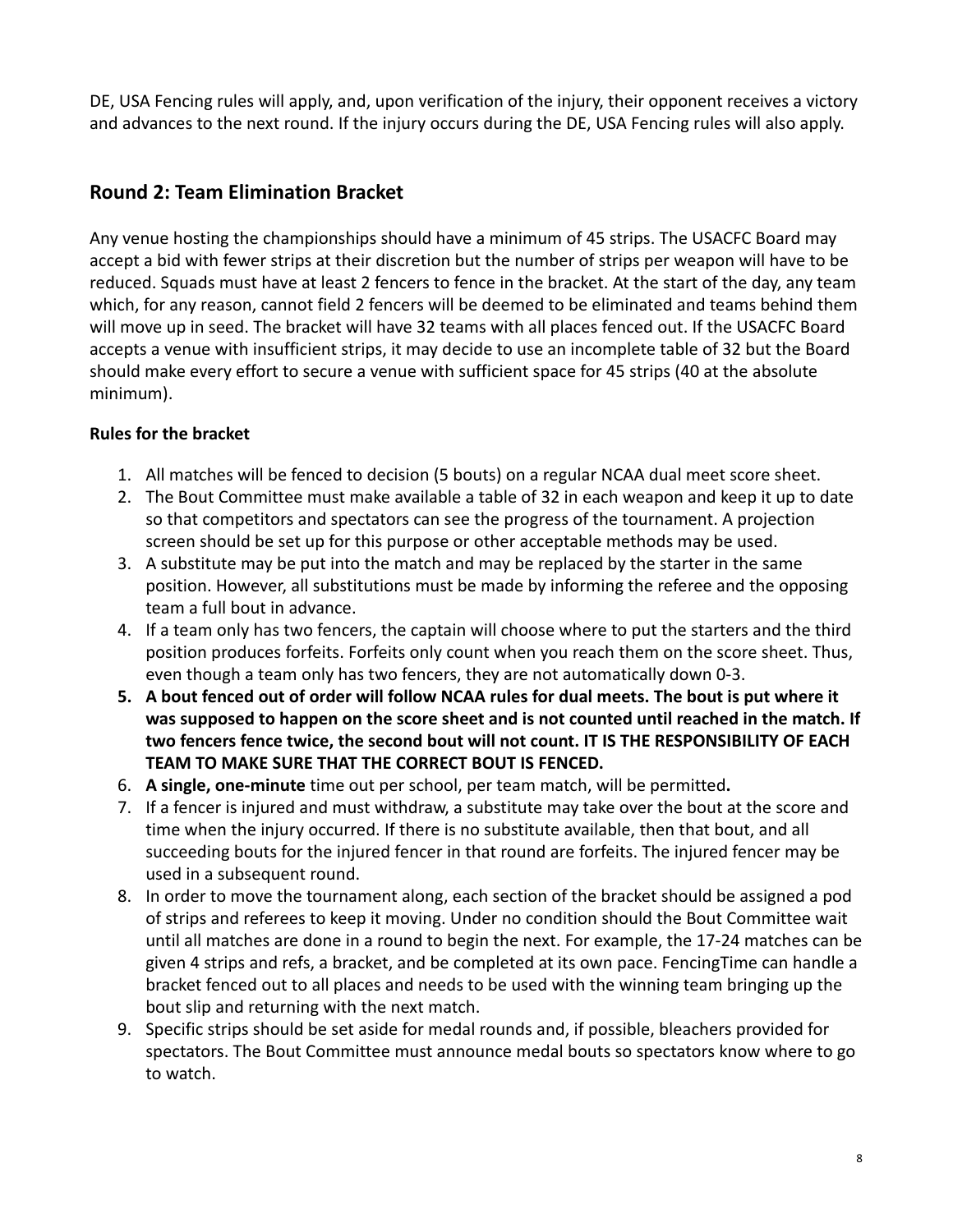DE, USA Fencing rules will apply, and, upon verification of the injury, their opponent receives a victory and advances to the next round. If the injury occurs during the DE, USA Fencing rules will also apply.

## Round 2: Team Elimination Bracket

Any venue hosting the championships should have a minimum of 45 strips. The USACFC Board may accept a bid with fewer strips at their discretion but the number of strips per weapon will have to be reduced. Squads must have at least 2 fencers to fence in the bracket. At the start of the day, any team which, for any reason, cannot field 2 fencers will be deemed to be eliminated and teams behind them will move up in seed. The bracket will have 32 teams with all places fenced out. If the USACFC Board accepts a venue with insufficient strips, it may decide to use an incomplete table of 32 but the Board should make every effort to secure a venue with sufficient space for 45 strips (40 at the absolute minimum).

**Rules for the bracket**

1. All matches will be fenced to decision (5 bouts) on a regular NCAA dual meet score sheet.
2. The Bout Committee must make available a table of 32 in each weapon and keep it up to date so that competitors and spectators can see the progress of the tournament. A projection screen should be set up for this purpose or other acceptable methods may be used.
3. A substitute may be put into the match and may be replaced by the starter in the same position. However, all substitutions must be made by informing the referee and the opposing team a full bout in advance.
4. If a team only has two fencers, the captain will choose where to put the starters and the third position produces forfeits. Forfeits only count when you reach them on the score sheet. Thus, even though a team only has two fencers, they are not automatically down 0-3.
5. **A bout fenced out of order will follow NCAA rules for dual meets. The bout is put where it was supposed to happen on the score sheet and is not counted until reached in the match. If two fencers fence twice, the second bout will not count. IT IS THE RESPONSIBILITY OF EACH TEAM TO MAKE SURE THAT THE CORRECT BOUT IS FENCED.**
6. **A single, one-minute** time out per school, per team match, will be permitted**.**
7. If a fencer is injured and must withdraw, a substitute may take over the bout at the score and time when the injury occurred. If there is no substitute available, then that bout, and all succeeding bouts for the injured fencer in that round are forfeits. The injured fencer may be used in a subsequent round.
8. In order to move the tournament along, each section of the bracket should be assigned a pod of strips and referees to keep it moving. Under no condition should the Bout Committee wait until all matches are done in a round to begin the next. For example, the 17-24 matches can be given 4 strips and refs, a bracket, and be completed at its own pace. FencingTime can handle a bracket fenced out to all places and needs to be used with the winning team bringing up the bout slip and returning with the next match.
9. Specific strips should be set aside for medal rounds and, if possible, bleachers provided for spectators. The Bout Committee must announce medal bouts so spectators know where to go to watch.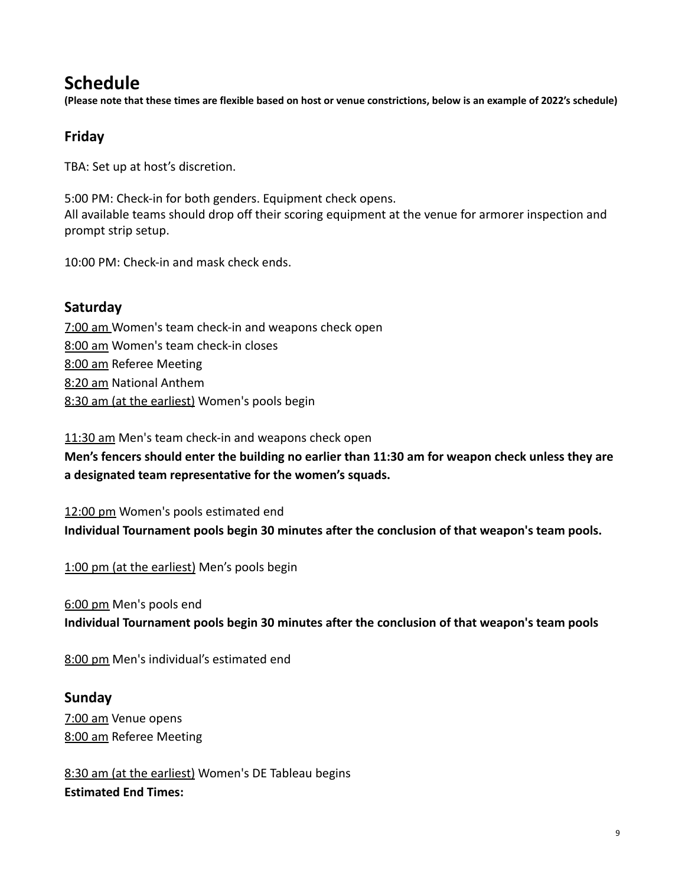# Schedule

**(Please note that these times are flexible based on host or venue constrictions, below is an example of 2022's schedule)**

## Friday

TBA: Set up at host's discretion.

5:00 PM: Check-in for both genders. Equipment check opens.
All available teams should drop off their scoring equipment at the venue for armorer inspection and prompt strip setup.

10:00 PM: Check-in and mask check ends.

## Saturday

7:00 am Women's team check-in and weapons check open
8:00 am Women's team check-in closes
8:00 am Referee Meeting
8:20 am National Anthem
8:30 am (at the earliest) Women's pools begin

11:30 am Men's team check-in and weapons check open
**Men's fencers should enter the building no earlier than 11:30 am for weapon check unless they are a designated team representative for the women's squads.**

12:00 pm Women's pools estimated end
**Individual Tournament pools begin 30 minutes after the conclusion of that weapon's team pools.**

1:00 pm (at the earliest) Men's pools begin

6:00 pm Men's pools end
**Individual Tournament pools begin 30 minutes after the conclusion of that weapon's team pools**

8:00 pm Men's individual's estimated end

## Sunday

7:00 am Venue opens
8:00 am Referee Meeting

8:30 am (at the earliest) Women's DE Tableau begins
**Estimated End Times:**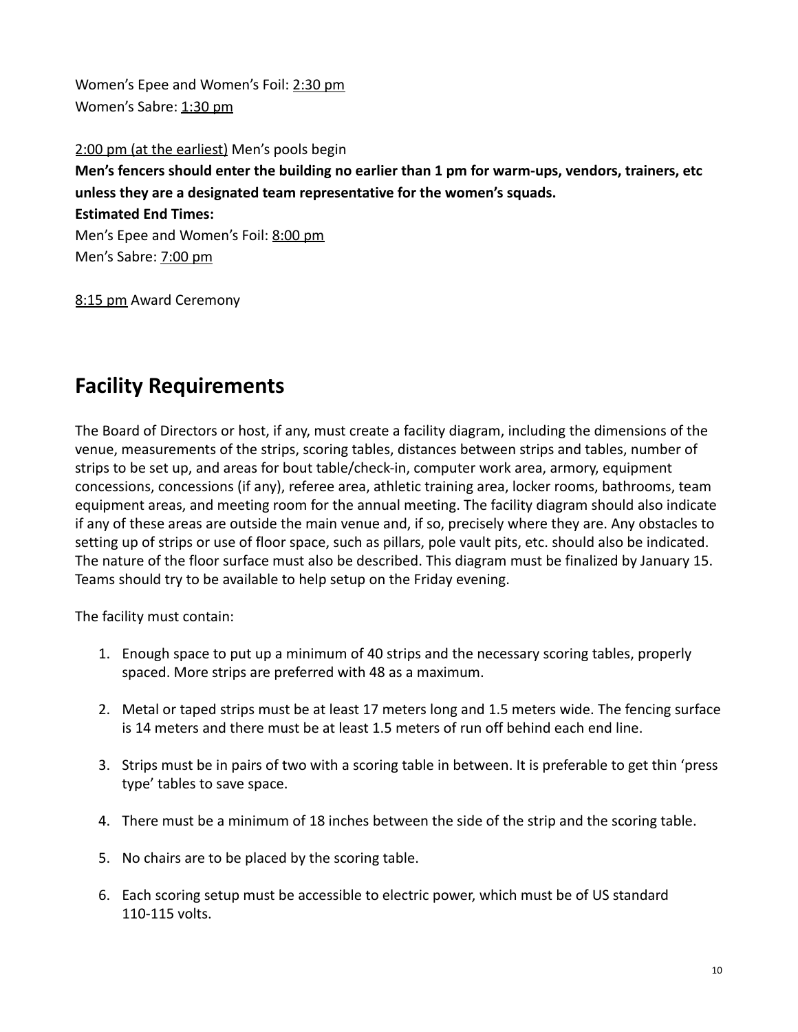Women's Epee and Women's Foil: <u>2:30 pm</u>
Women's Sabre: <u>1:30 pm</u>

<u>2:00 pm (at the earliest)</u> Men's pools begin
**Men's fencers should enter the building no earlier than 1 pm for warm-ups, vendors, trainers, etc unless they are a designated team representative for the women's squads.**
**Estimated End Times:**
Men's Epee and Women's Foil: <u>8:00 pm</u>
Men's Sabre: <u>7:00 pm</u>

<u>8:15 pm</u> Award Ceremony

## Facility Requirements

The Board of Directors or host, if any, must create a facility diagram, including the dimensions of the venue, measurements of the strips, scoring tables, distances between strips and tables, number of strips to be set up, and areas for bout table/check-in, computer work area, armory, equipment concessions, concessions (if any), referee area, athletic training area, locker rooms, bathrooms, team equipment areas, and meeting room for the annual meeting. The facility diagram should also indicate if any of these areas are outside the main venue and, if so, precisely where they are. Any obstacles to setting up of strips or use of floor space, such as pillars, pole vault pits, etc. should also be indicated. The nature of the floor surface must also be described. This diagram must be finalized by January 15. Teams should try to be available to help setup on the Friday evening.

The facility must contain:

1. Enough space to put up a minimum of 40 strips and the necessary scoring tables, properly spaced. More strips are preferred with 48 as a maximum.

2. Metal or taped strips must be at least 17 meters long and 1.5 meters wide. The fencing surface is 14 meters and there must be at least 1.5 meters of run off behind each end line.

3. Strips must be in pairs of two with a scoring table in between. It is preferable to get thin 'press type' tables to save space.

4. There must be a minimum of 18 inches between the side of the strip and the scoring table.

5. No chairs are to be placed by the scoring table.

6. Each scoring setup must be accessible to electric power, which must be of US standard 110-115 volts.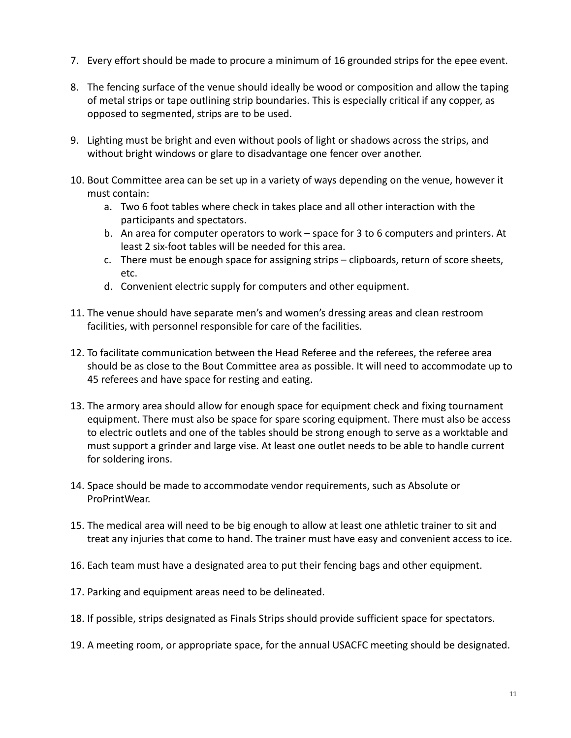7. Every effort should be made to procure a minimum of 16 grounded strips for the epee event.

8. The fencing surface of the venue should ideally be wood or composition and allow the taping of metal strips or tape outlining strip boundaries. This is especially critical if any copper, as opposed to segmented, strips are to be used.

9. Lighting must be bright and even without pools of light or shadows across the strips, and without bright windows or glare to disadvantage one fencer over another.

10. Bout Committee area can be set up in a variety of ways depending on the venue, however it must contain:
    a. Two 6 foot tables where check in takes place and all other interaction with the participants and spectators.
    b. An area for computer operators to work – space for 3 to 6 computers and printers. At least 2 six-foot tables will be needed for this area.
    c. There must be enough space for assigning strips – clipboards, return of score sheets, etc.
    d. Convenient electric supply for computers and other equipment.

11. The venue should have separate men's and women's dressing areas and clean restroom facilities, with personnel responsible for care of the facilities.

12. To facilitate communication between the Head Referee and the referees, the referee area should be as close to the Bout Committee area as possible. It will need to accommodate up to 45 referees and have space for resting and eating.

13. The armory area should allow for enough space for equipment check and fixing tournament equipment. There must also be space for spare scoring equipment. There must also be access to electric outlets and one of the tables should be strong enough to serve as a worktable and must support a grinder and large vise. At least one outlet needs to be able to handle current for soldering irons.

14. Space should be made to accommodate vendor requirements, such as Absolute or ProPrintWear.

15. The medical area will need to be big enough to allow at least one athletic trainer to sit and treat any injuries that come to hand. The trainer must have easy and convenient access to ice.

16. Each team must have a designated area to put their fencing bags and other equipment.

17. Parking and equipment areas need to be delineated.

18. If possible, strips designated as Finals Strips should provide sufficient space for spectators.

19. A meeting room, or appropriate space, for the annual USACFC meeting should be designated.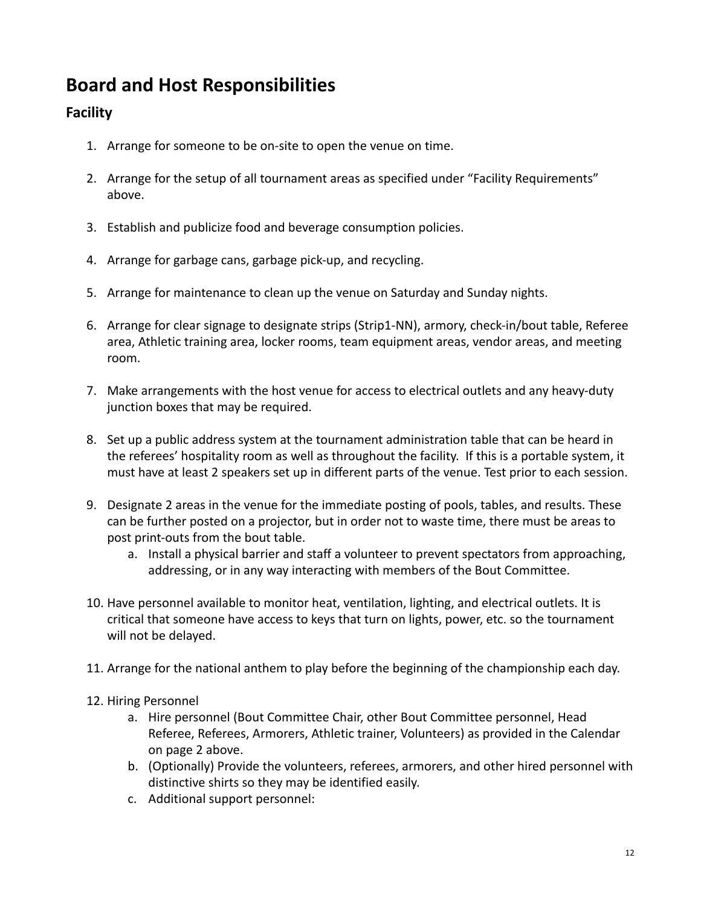# Board and Host Responsibilities

## Facility

1. Arrange for someone to be on-site to open the venue on time.

2. Arrange for the setup of all tournament areas as specified under "Facility Requirements" above.

3. Establish and publicize food and beverage consumption policies.

4. Arrange for garbage cans, garbage pick-up, and recycling.

5. Arrange for maintenance to clean up the venue on Saturday and Sunday nights.

6. Arrange for clear signage to designate strips (Strip1-NN), armory, check-in/bout table, Referee area, Athletic training area, locker rooms, team equipment areas, vendor areas, and meeting room.

7. Make arrangements with the host venue for access to electrical outlets and any heavy-duty junction boxes that may be required.

8. Set up a public address system at the tournament administration table that can be heard in the referees' hospitality room as well as throughout the facility. If this is a portable system, it must have at least 2 speakers set up in different parts of the venue. Test prior to each session.

9. Designate 2 areas in the venue for the immediate posting of pools, tables, and results. These can be further posted on a projector, but in order not to waste time, there must be areas to post print-outs from the bout table.
    a. Install a physical barrier and staff a volunteer to prevent spectators from approaching, addressing, or in any way interacting with members of the Bout Committee.

10. Have personnel available to monitor heat, ventilation, lighting, and electrical outlets. It is critical that someone have access to keys that turn on lights, power, etc. so the tournament will not be delayed.

11. Arrange for the national anthem to play before the beginning of the championship each day.

12. Hiring Personnel
    a. Hire personnel (Bout Committee Chair, other Bout Committee personnel, Head Referee, Referees, Armorers, Athletic trainer, Volunteers) as provided in the Calendar on page 2 above.
    b. (Optionally) Provide the volunteers, referees, armorers, and other hired personnel with distinctive shirts so they may be identified easily.
    c. Additional support personnel: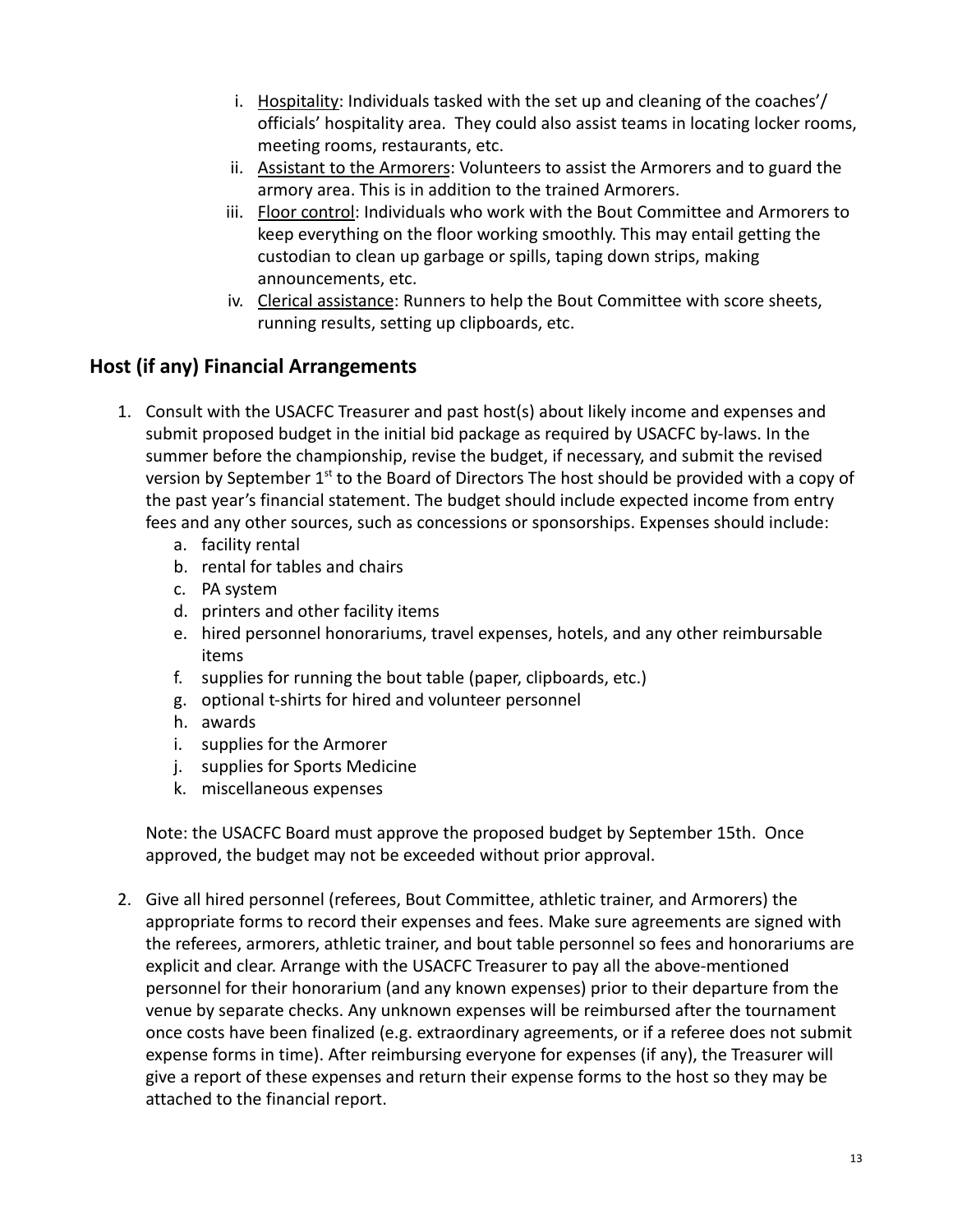i. <u>Hospitality</u>: Individuals tasked with the set up and cleaning of the coaches'/ officials' hospitality area. They could also assist teams in locating locker rooms, meeting rooms, restaurants, etc.

ii. <u>Assistant to the Armorers</u>: Volunteers to assist the Armorers and to guard the armory area. This is in addition to the trained Armorers.

iii. <u>Floor control</u>: Individuals who work with the Bout Committee and Armorers to keep everything on the floor working smoothly. This may entail getting the custodian to clean up garbage or spills, taping down strips, making announcements, etc.

iv. <u>Clerical assistance</u>: Runners to help the Bout Committee with score sheets, running results, setting up clipboards, etc.

## Host (if any) Financial Arrangements

1. Consult with the USACFC Treasurer and past host(s) about likely income and expenses and submit proposed budget in the initial bid package as required by USACFC by-laws. In the summer before the championship, revise the budget, if necessary, and submit the revised version by September 1st to the Board of Directors The host should be provided with a copy of the past year's financial statement. The budget should include expected income from entry fees and any other sources, such as concessions or sponsorships. Expenses should include:
    a. facility rental
    b. rental for tables and chairs
    c. PA system
    d. printers and other facility items
    e. hired personnel honorariums, travel expenses, hotels, and any other reimbursable items
    f. supplies for running the bout table (paper, clipboards, etc.)
    g. optional t-shirts for hired and volunteer personnel
    h. awards
    i. supplies for the Armorer
    j. supplies for Sports Medicine
    k. miscellaneous expenses

    Note: the USACFC Board must approve the proposed budget by September 15th. Once approved, the budget may not be exceeded without prior approval.

2. Give all hired personnel (referees, Bout Committee, athletic trainer, and Armorers) the appropriate forms to record their expenses and fees. Make sure agreements are signed with the referees, armorers, athletic trainer, and bout table personnel so fees and honorariums are explicit and clear. Arrange with the USACFC Treasurer to pay all the above-mentioned personnel for their honorarium (and any known expenses) prior to their departure from the venue by separate checks. Any unknown expenses will be reimbursed after the tournament once costs have been finalized (e.g. extraordinary agreements, or if a referee does not submit expense forms in time). After reimbursing everyone for expenses (if any), the Treasurer will give a report of these expenses and return their expense forms to the host so they may be attached to the financial report.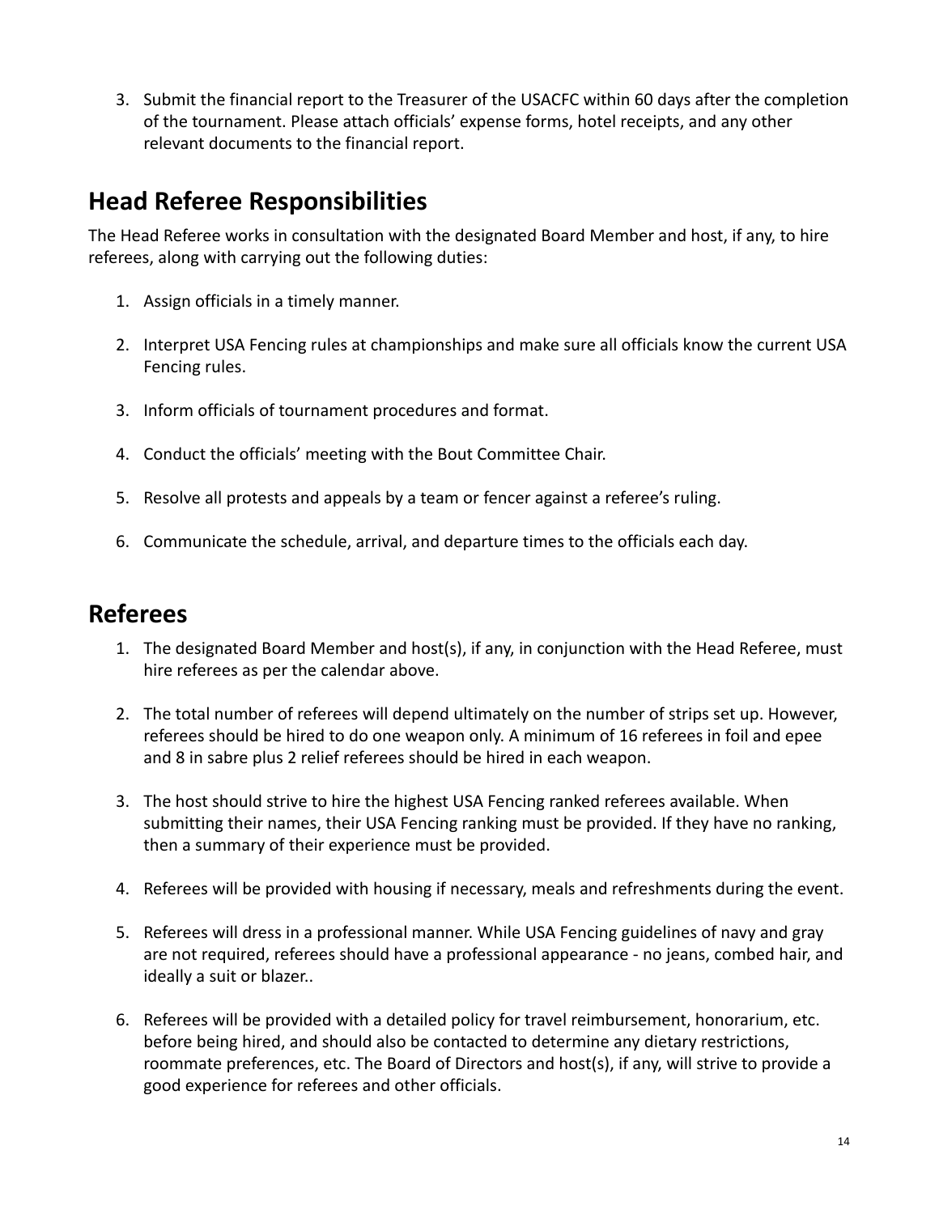3. Submit the financial report to the Treasurer of the USACFC within 60 days after the completion of the tournament. Please attach officials' expense forms, hotel receipts, and any other relevant documents to the financial report.

## Head Referee Responsibilities

The Head Referee works in consultation with the designated Board Member and host, if any, to hire referees, along with carrying out the following duties:

1. Assign officials in a timely manner.

2. Interpret USA Fencing rules at championships and make sure all officials know the current USA Fencing rules.

3. Inform officials of tournament procedures and format.

4. Conduct the officials' meeting with the Bout Committee Chair.

5. Resolve all protests and appeals by a team or fencer against a referee's ruling.

6. Communicate the schedule, arrival, and departure times to the officials each day.

## Referees

1. The designated Board Member and host(s), if any, in conjunction with the Head Referee, must hire referees as per the calendar above.

2. The total number of referees will depend ultimately on the number of strips set up. However, referees should be hired to do one weapon only. A minimum of 16 referees in foil and epee and 8 in sabre plus 2 relief referees should be hired in each weapon.

3. The host should strive to hire the highest USA Fencing ranked referees available. When submitting their names, their USA Fencing ranking must be provided. If they have no ranking, then a summary of their experience must be provided.

4. Referees will be provided with housing if necessary, meals and refreshments during the event.

5. Referees will dress in a professional manner. While USA Fencing guidelines of navy and gray are not required, referees should have a professional appearance - no jeans, combed hair, and ideally a suit or blazer..

6. Referees will be provided with a detailed policy for travel reimbursement, honorarium, etc. before being hired, and should also be contacted to determine any dietary restrictions, roommate preferences, etc. The Board of Directors and host(s), if any, will strive to provide a good experience for referees and other officials.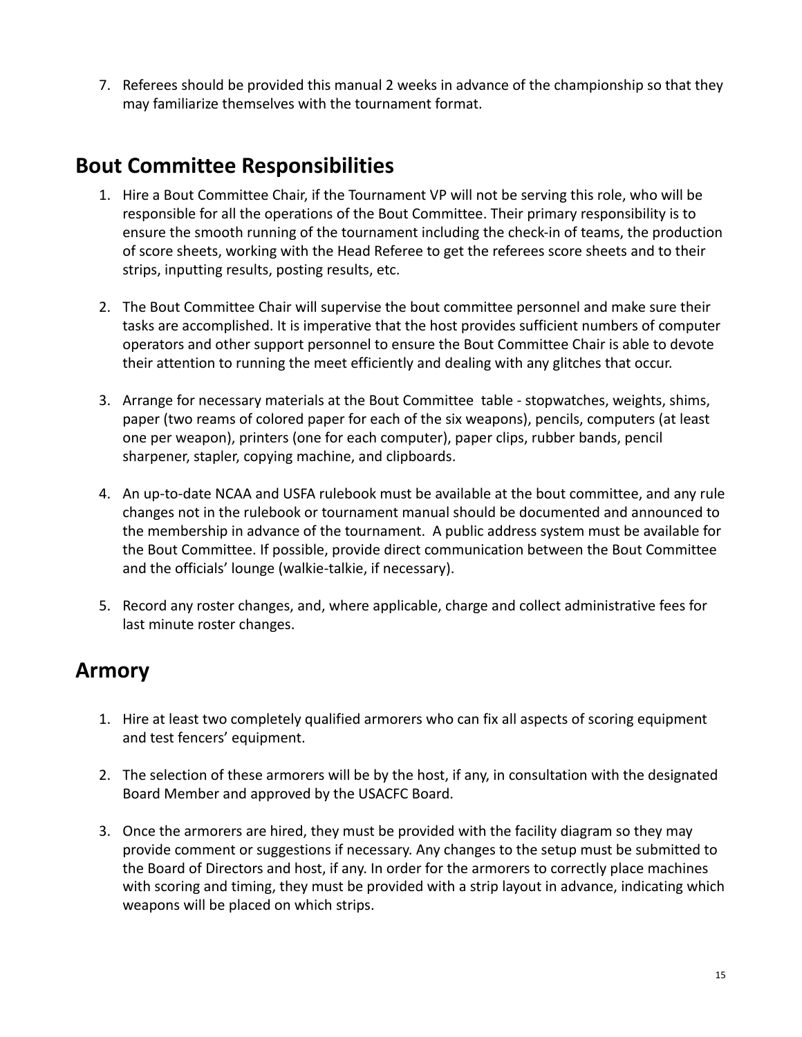7. Referees should be provided this manual 2 weeks in advance of the championship so that they may familiarize themselves with the tournament format.

## Bout Committee Responsibilities

1. Hire a Bout Committee Chair, if the Tournament VP will not be serving this role, who will be responsible for all the operations of the Bout Committee. Their primary responsibility is to ensure the smooth running of the tournament including the check-in of teams, the production of score sheets, working with the Head Referee to get the referees score sheets and to their strips, inputting results, posting results, etc.

2. The Bout Committee Chair will supervise the bout committee personnel and make sure their tasks are accomplished. It is imperative that the host provides sufficient numbers of computer operators and other support personnel to ensure the Bout Committee Chair is able to devote their attention to running the meet efficiently and dealing with any glitches that occur.

3. Arrange for necessary materials at the Bout Committee table - stopwatches, weights, shims, paper (two reams of colored paper for each of the six weapons), pencils, computers (at least one per weapon), printers (one for each computer), paper clips, rubber bands, pencil sharpener, stapler, copying machine, and clipboards.

4. An up-to-date NCAA and USFA rulebook must be available at the bout committee, and any rule changes not in the rulebook or tournament manual should be documented and announced to the membership in advance of the tournament. A public address system must be available for the Bout Committee. If possible, provide direct communication between the Bout Committee and the officials' lounge (walkie-talkie, if necessary).

5. Record any roster changes, and, where applicable, charge and collect administrative fees for last minute roster changes.

## Armory

1. Hire at least two completely qualified armorers who can fix all aspects of scoring equipment and test fencers' equipment.

2. The selection of these armorers will be by the host, if any, in consultation with the designated Board Member and approved by the USACFC Board.

3. Once the armorers are hired, they must be provided with the facility diagram so they may provide comment or suggestions if necessary. Any changes to the setup must be submitted to the Board of Directors and host, if any. In order for the armorers to correctly place machines with scoring and timing, they must be provided with a strip layout in advance, indicating which weapons will be placed on which strips.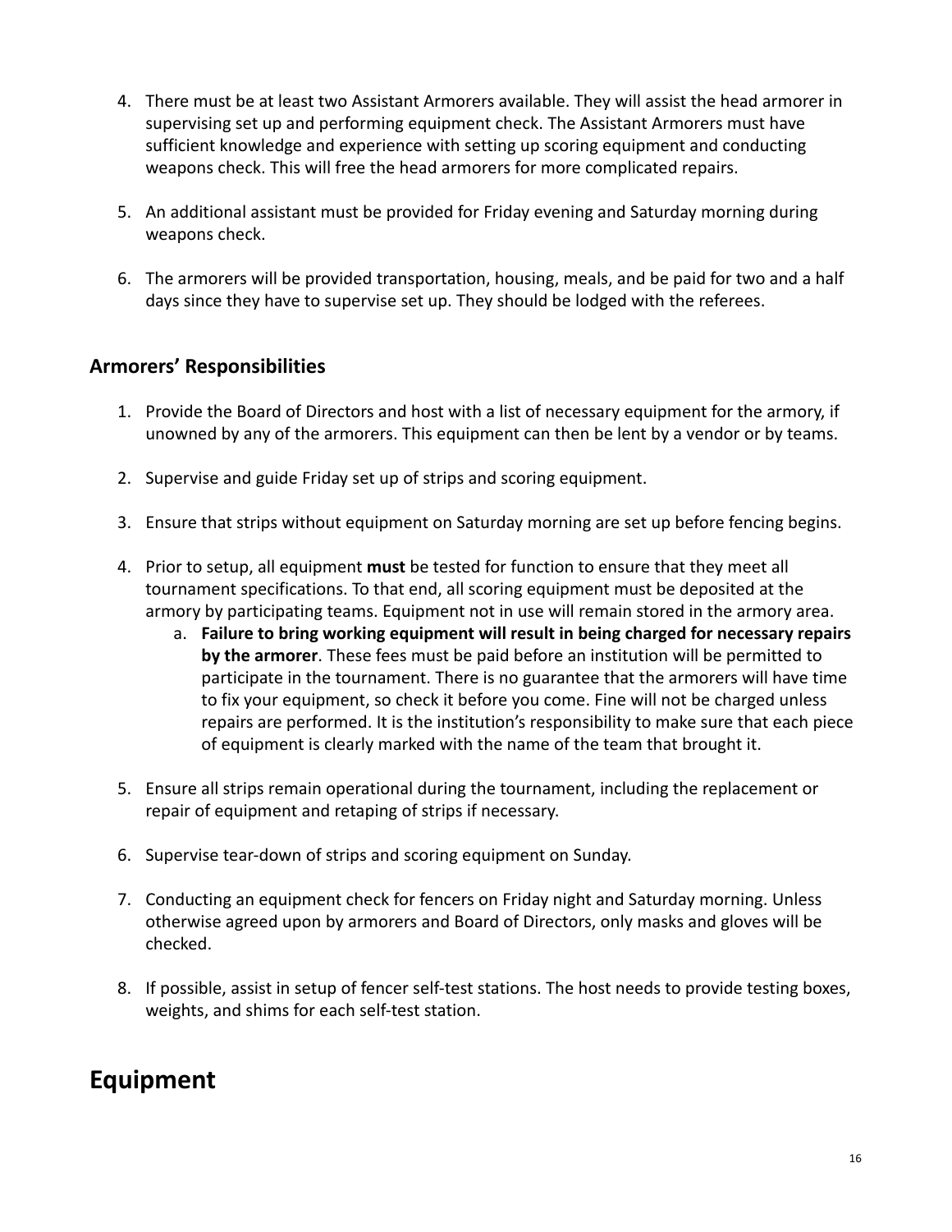4. There must be at least two Assistant Armorers available. They will assist the head armorer in supervising set up and performing equipment check. The Assistant Armorers must have sufficient knowledge and experience with setting up scoring equipment and conducting weapons check. This will free the head armorers for more complicated repairs.

5. An additional assistant must be provided for Friday evening and Saturday morning during weapons check.

6. The armorers will be provided transportation, housing, meals, and be paid for two and a half days since they have to supervise set up. They should be lodged with the referees.

### Armorers' Responsibilities

1. Provide the Board of Directors and host with a list of necessary equipment for the armory, if unowned by any of the armorers. This equipment can then be lent by a vendor or by teams.

2. Supervise and guide Friday set up of strips and scoring equipment.

3. Ensure that strips without equipment on Saturday morning are set up before fencing begins.

4. Prior to setup, all equipment **must** be tested for function to ensure that they meet all tournament specifications. To that end, all scoring equipment must be deposited at the armory by participating teams. Equipment not in use will remain stored in the armory area.
    a. **Failure to bring working equipment will result in being charged for necessary repairs by the armorer**. These fees must be paid before an institution will be permitted to participate in the tournament. There is no guarantee that the armorers will have time to fix your equipment, so check it before you come. Fine will not be charged unless repairs are performed. It is the institution's responsibility to make sure that each piece of equipment is clearly marked with the name of the team that brought it.

5. Ensure all strips remain operational during the tournament, including the replacement or repair of equipment and retaping of strips if necessary.

6. Supervise tear-down of strips and scoring equipment on Sunday.

7. Conducting an equipment check for fencers on Friday night and Saturday morning. Unless otherwise agreed upon by armorers and Board of Directors, only masks and gloves will be checked.

8. If possible, assist in setup of fencer self-test stations. The host needs to provide testing boxes, weights, and shims for each self-test station.

## Equipment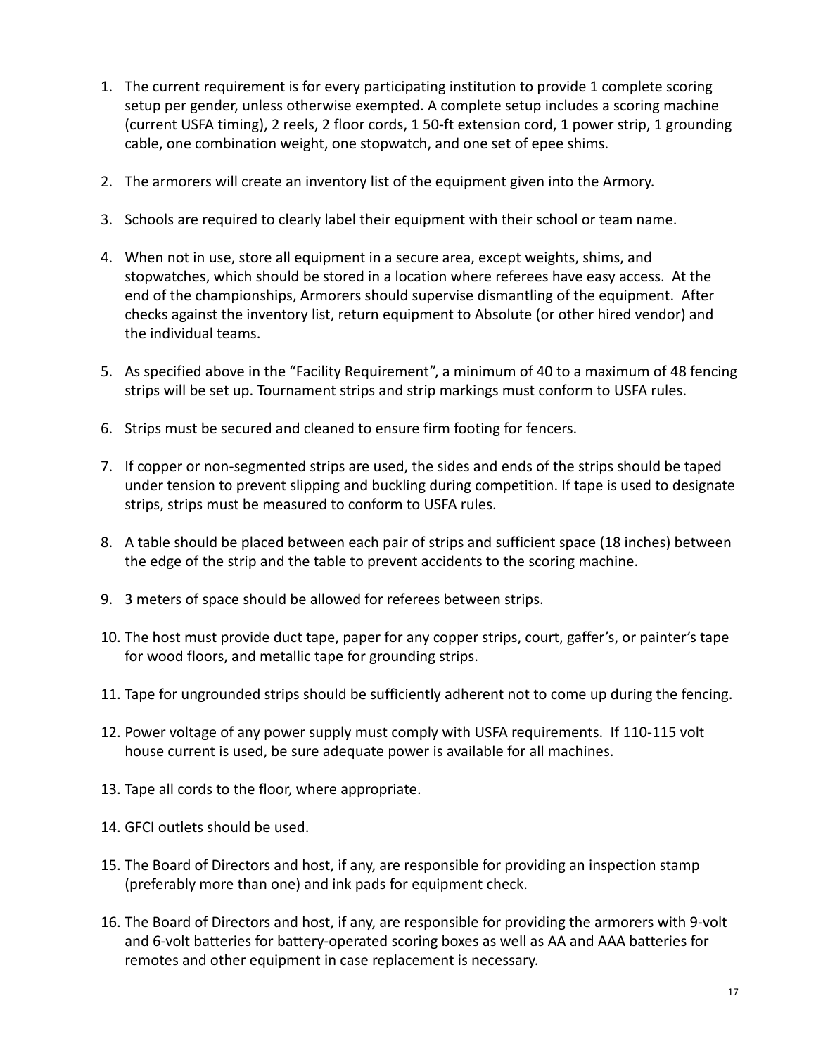1. The current requirement is for every participating institution to provide 1 complete scoring setup per gender, unless otherwise exempted. A complete setup includes a scoring machine (current USFA timing), 2 reels, 2 floor cords, 1 50-ft extension cord, 1 power strip, 1 grounding cable, one combination weight, one stopwatch, and one set of epee shims.

2. The armorers will create an inventory list of the equipment given into the Armory.

3. Schools are required to clearly label their equipment with their school or team name.

4. When not in use, store all equipment in a secure area, except weights, shims, and stopwatches, which should be stored in a location where referees have easy access. At the end of the championships, Armorers should supervise dismantling of the equipment. After checks against the inventory list, return equipment to Absolute (or other hired vendor) and the individual teams.

5. As specified above in the "Facility Requirement", a minimum of 40 to a maximum of 48 fencing strips will be set up. Tournament strips and strip markings must conform to USFA rules.

6. Strips must be secured and cleaned to ensure firm footing for fencers.

7. If copper or non-segmented strips are used, the sides and ends of the strips should be taped under tension to prevent slipping and buckling during competition. If tape is used to designate strips, strips must be measured to conform to USFA rules.

8. A table should be placed between each pair of strips and sufficient space (18 inches) between the edge of the strip and the table to prevent accidents to the scoring machine.

9. 3 meters of space should be allowed for referees between strips.

10. The host must provide duct tape, paper for any copper strips, court, gaffer's, or painter's tape for wood floors, and metallic tape for grounding strips.

11. Tape for ungrounded strips should be sufficiently adherent not to come up during the fencing.

12. Power voltage of any power supply must comply with USFA requirements. If 110-115 volt house current is used, be sure adequate power is available for all machines.

13. Tape all cords to the floor, where appropriate.

14. GFCI outlets should be used.

15. The Board of Directors and host, if any, are responsible for providing an inspection stamp (preferably more than one) and ink pads for equipment check.

16. The Board of Directors and host, if any, are responsible for providing the armorers with 9-volt and 6-volt batteries for battery-operated scoring boxes as well as AA and AAA batteries for remotes and other equipment in case replacement is necessary.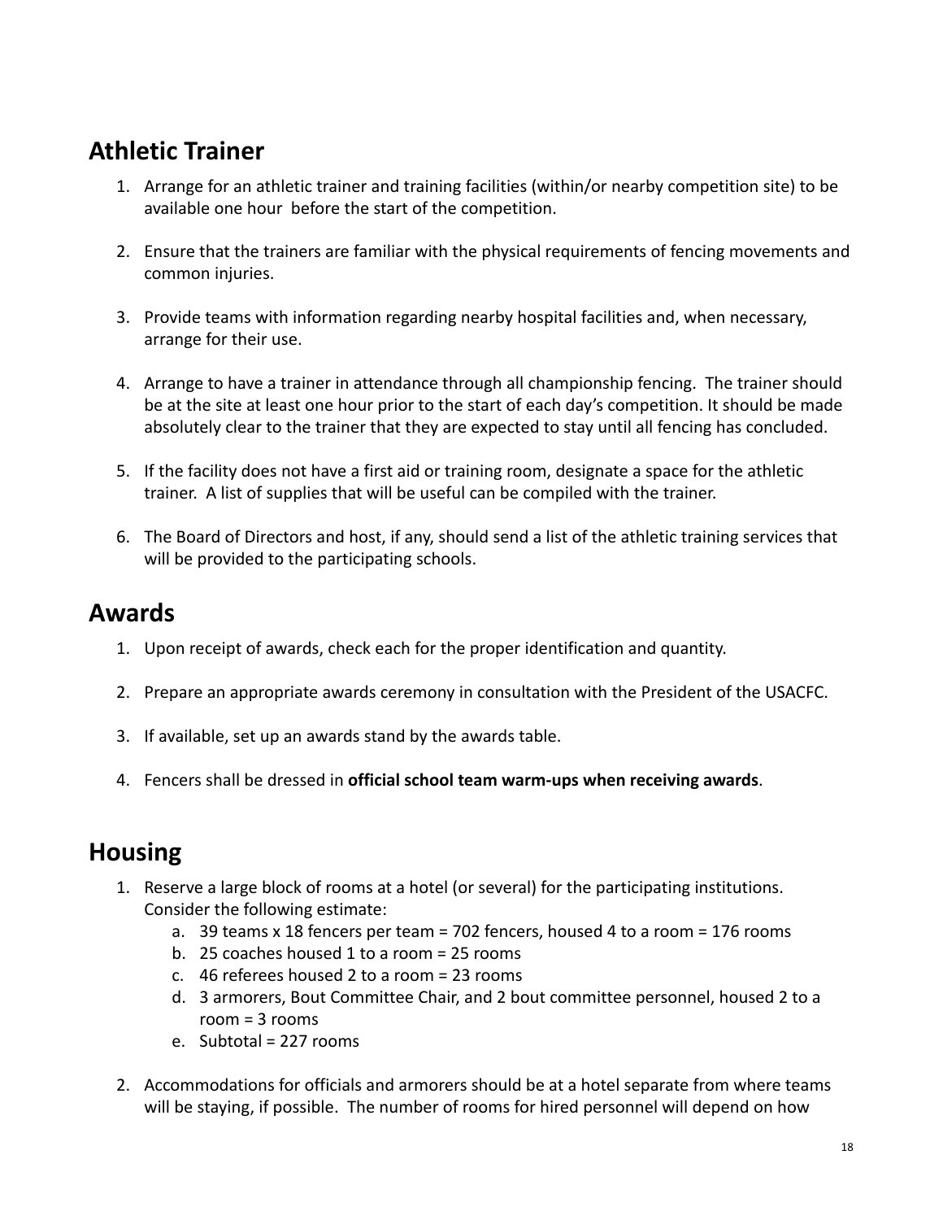## Athletic Trainer

1. Arrange for an athletic trainer and training facilities (within/or nearby competition site) to be available one hour before the start of the competition.

2. Ensure that the trainers are familiar with the physical requirements of fencing movements and common injuries.

3. Provide teams with information regarding nearby hospital facilities and, when necessary, arrange for their use.

4. Arrange to have a trainer in attendance through all championship fencing. The trainer should be at the site at least one hour prior to the start of each day's competition. It should be made absolutely clear to the trainer that they are expected to stay until all fencing has concluded.

5. If the facility does not have a first aid or training room, designate a space for the athletic trainer. A list of supplies that will be useful can be compiled with the trainer.

6. The Board of Directors and host, if any, should send a list of the athletic training services that will be provided to the participating schools.

## Awards

1. Upon receipt of awards, check each for the proper identification and quantity.

2. Prepare an appropriate awards ceremony in consultation with the President of the USACFC.

3. If available, set up an awards stand by the awards table.

4. Fencers shall be dressed in **official school team warm-ups when receiving awards**.

## Housing

1. Reserve a large block of rooms at a hotel (or several) for the participating institutions. Consider the following estimate:
   a. 39 teams x 18 fencers per team = 702 fencers, housed 4 to a room = 176 rooms
   b. 25 coaches housed 1 to a room = 25 rooms
   c. 46 referees housed 2 to a room = 23 rooms
   d. 3 armorers, Bout Committee Chair, and 2 bout committee personnel, housed 2 to a room = 3 rooms
   e. Subtotal = 227 rooms

2. Accommodations for officials and armorers should be at a hotel separate from where teams will be staying, if possible. The number of rooms for hired personnel will depend on how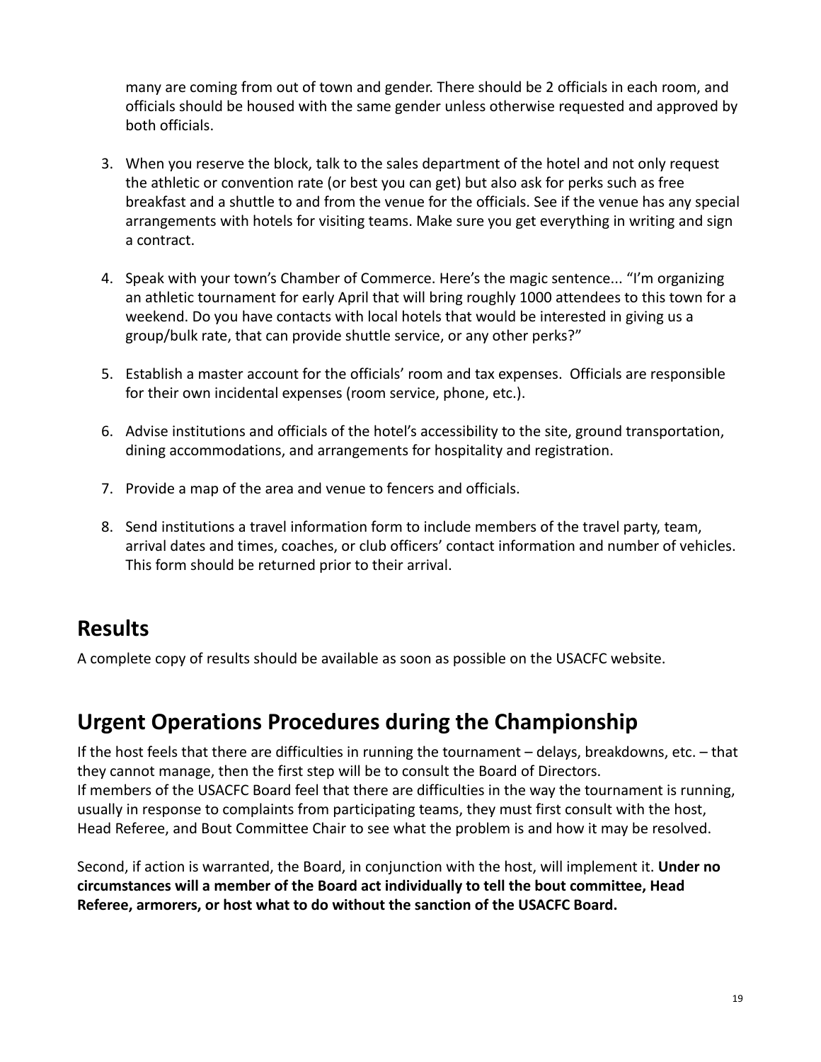many are coming from out of town and gender. There should be 2 officials in each room, and officials should be housed with the same gender unless otherwise requested and approved by both officials.

3. When you reserve the block, talk to the sales department of the hotel and not only request the athletic or convention rate (or best you can get) but also ask for perks such as free breakfast and a shuttle to and from the venue for the officials. See if the venue has any special arrangements with hotels for visiting teams. Make sure you get everything in writing and sign a contract.

4. Speak with your town's Chamber of Commerce. Here's the magic sentence... "I'm organizing an athletic tournament for early April that will bring roughly 1000 attendees to this town for a weekend. Do you have contacts with local hotels that would be interested in giving us a group/bulk rate, that can provide shuttle service, or any other perks?"

5. Establish a master account for the officials' room and tax expenses. Officials are responsible for their own incidental expenses (room service, phone, etc.).

6. Advise institutions and officials of the hotel's accessibility to the site, ground transportation, dining accommodations, and arrangements for hospitality and registration.

7. Provide a map of the area and venue to fencers and officials.

8. Send institutions a travel information form to include members of the travel party, team, arrival dates and times, coaches, or club officers' contact information and number of vehicles. This form should be returned prior to their arrival.

## Results

A complete copy of results should be available as soon as possible on the USACFC website.

## Urgent Operations Procedures during the Championship

If the host feels that there are difficulties in running the tournament – delays, breakdowns, etc. – that they cannot manage, then the first step will be to consult the Board of Directors.
If members of the USACFC Board feel that there are difficulties in the way the tournament is running, usually in response to complaints from participating teams, they must first consult with the host, Head Referee, and Bout Committee Chair to see what the problem is and how it may be resolved.

Second, if action is warranted, the Board, in conjunction with the host, will implement it. **Under no circumstances will a member of the Board act individually to tell the bout committee, Head Referee, armorers, or host what to do without the sanction of the USACFC Board.**